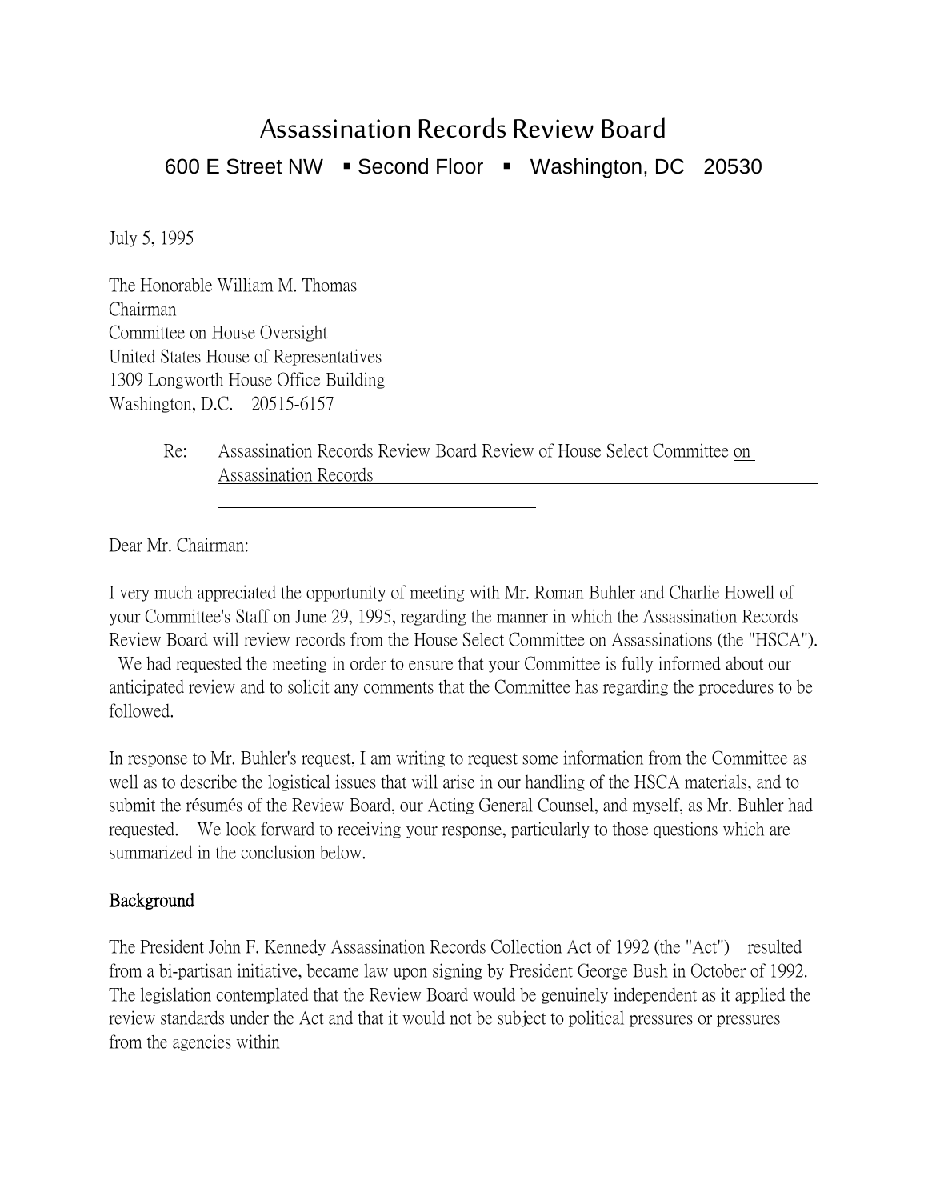# Assassination Records Review Board

600 E Street NW ▪ Second Floor ▪ Washington, DC 20530

July 5, 1995

The Honorable William M. Thomas
Chairman
Committee on House Oversight
United States House of Representatives
1309 Longworth House Office Building
Washington, D.C. 20515-6157

Re: Assassination Records Review Board Review of House Select Committee on Assassination Records

Dear Mr. Chairman:

I very much appreciated the opportunity of meeting with Mr. Roman Buhler and Charlie Howell of your Committee's Staff on June 29, 1995, regarding the manner in which the Assassination Records Review Board will review records from the House Select Committee on Assassinations (the "HSCA"). We had requested the meeting in order to ensure that your Committee is fully informed about our anticipated review and to solicit any comments that the Committee has regarding the procedures to be followed.

In response to Mr. Buhler's request, I am writing to request some information from the Committee as well as to describe the logistical issues that will arise in our handling of the HSCA materials, and to submit the résumés of the Review Board, our Acting General Counsel, and myself, as Mr. Buhler had requested. We look forward to receiving your response, particularly to those questions which are summarized in the conclusion below.

**Background**

The President John F. Kennedy Assassination Records Collection Act of 1992 (the "Act") resulted from a bi-partisan initiative, became law upon signing by President George Bush in October of 1992. The legislation contemplated that the Review Board would be genuinely independent as it applied the review standards under the Act and that it would not be subject to political pressures or pressures from the agencies within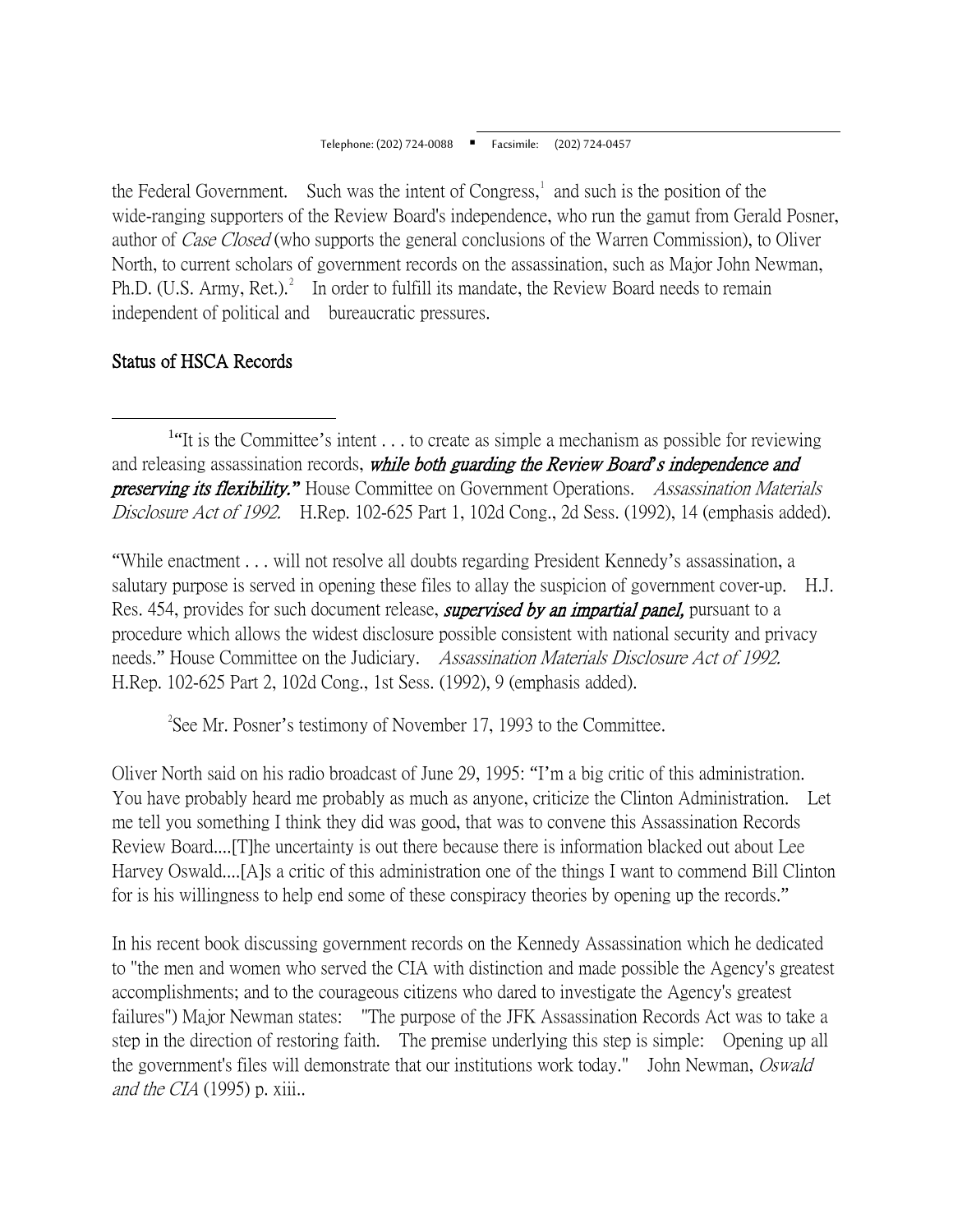the Federal Government. Such was the intent of Congress,[1] and such is the position of the wide-ranging supporters of the Review Board's independence, who run the gamut from Gerald Posner, author of *Case Closed* (who supports the general conclusions of the Warren Commission), to Oliver North, to current scholars of government records on the assassination, such as Major John Newman, Ph.D. (U.S. Army, Ret.).[2] In order to fulfill its mandate, the Review Board needs to remain independent of political and bureaucratic pressures.

## Status of HSCA Records

---

[1]"It is the Committee's intent . . . to create as simple a mechanism as possible for reviewing and releasing assassination records, ***while both guarding the Review Board's independence and preserving its flexibility.*"** House Committee on Government Operations. *Assassination Materials Disclosure Act of 1992.* H.Rep. 102-625 Part 1, 102d Cong., 2d Sess. (1992), 14 (emphasis added).

"While enactment . . . will not resolve all doubts regarding President Kennedy's assassination, a salutary purpose is served in opening these files to allay the suspicion of government cover-up. H.J. Res. 454, provides for such document release, ***supervised by an impartial panel,*** pursuant to a procedure which allows the widest disclosure possible consistent with national security and privacy needs." House Committee on the Judiciary. *Assassination Materials Disclosure Act of 1992.* H.Rep. 102-625 Part 2, 102d Cong., 1st Sess. (1992), 9 (emphasis added).

[2]See Mr. Posner's testimony of November 17, 1993 to the Committee.

Oliver North said on his radio broadcast of June 29, 1995: "I'm a big critic of this administration. You have probably heard me probably as much as anyone, criticize the Clinton Administration. Let me tell you something I think they did was good, that was to convene this Assassination Records Review Board....[T]he uncertainty is out there because there is information blacked out about Lee Harvey Oswald....[A]s a critic of this administration one of the things I want to commend Bill Clinton for is his willingness to help end some of these conspiracy theories by opening up the records."

In his recent book discussing government records on the Kennedy Assassination which he dedicated to "the men and women who served the CIA with distinction and made possible the Agency's greatest accomplishments; and to the courageous citizens who dared to investigate the Agency's greatest failures") Major Newman states: "The purpose of the JFK Assassination Records Act was to take a step in the direction of restoring faith. The premise underlying this step is simple: Opening up all the government's files will demonstrate that our institutions work today." John Newman, *Oswald and the CIA* (1995) p. xiii..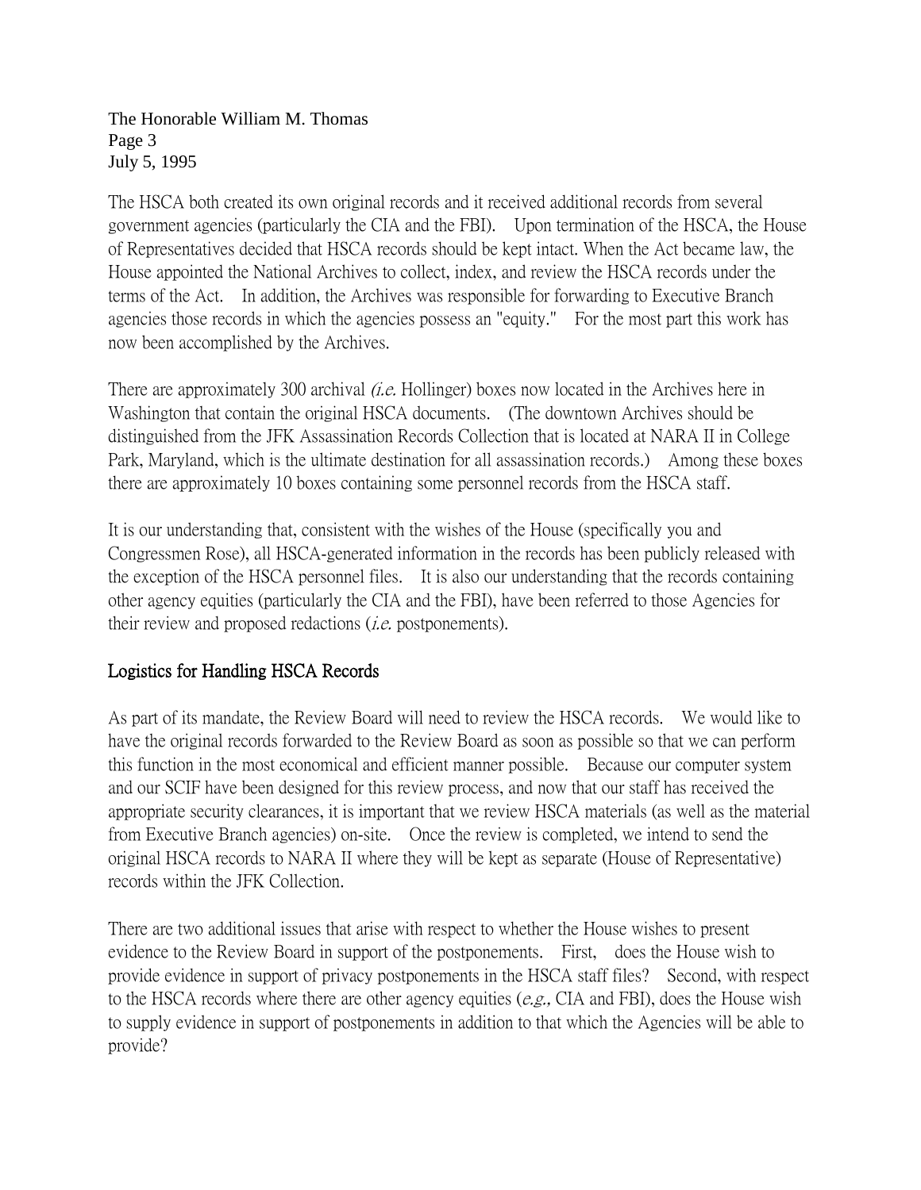The HSCA both created its own original records and it received additional records from several government agencies (particularly the CIA and the FBI). Upon termination of the HSCA, the House of Representatives decided that HSCA records should be kept intact. When the Act became law, the House appointed the National Archives to collect, index, and review the HSCA records under the terms of the Act. In addition, the Archives was responsible for forwarding to Executive Branch agencies those records in which the agencies possess an "equity." For the most part this work has now been accomplished by the Archives.

There are approximately 300 archival *(i.e.* Hollinger) boxes now located in the Archives here in Washington that contain the original HSCA documents. (The downtown Archives should be distinguished from the JFK Assassination Records Collection that is located at NARA II in College Park, Maryland, which is the ultimate destination for all assassination records.) Among these boxes there are approximately 10 boxes containing some personnel records from the HSCA staff.

It is our understanding that, consistent with the wishes of the House (specifically you and Congressmen Rose), all HSCA-generated information in the records has been publicly released with the exception of the HSCA personnel files. It is also our understanding that the records containing other agency equities (particularly the CIA and the FBI), have been referred to those Agencies for their review and proposed redactions (*i.e.* postponements).

## Logistics for Handling HSCA Records

As part of its mandate, the Review Board will need to review the HSCA records. We would like to have the original records forwarded to the Review Board as soon as possible so that we can perform this function in the most economical and efficient manner possible. Because our computer system and our SCIF have been designed for this review process, and now that our staff has received the appropriate security clearances, it is important that we review HSCA materials (as well as the material from Executive Branch agencies) on-site. Once the review is completed, we intend to send the original HSCA records to NARA II where they will be kept as separate (House of Representative) records within the JFK Collection.

There are two additional issues that arise with respect to whether the House wishes to present evidence to the Review Board in support of the postponements. First, does the House wish to provide evidence in support of privacy postponements in the HSCA staff files? Second, with respect to the HSCA records where there are other agency equities (*e.g.,* CIA and FBI), does the House wish to supply evidence in support of postponements in addition to that which the Agencies will be able to provide?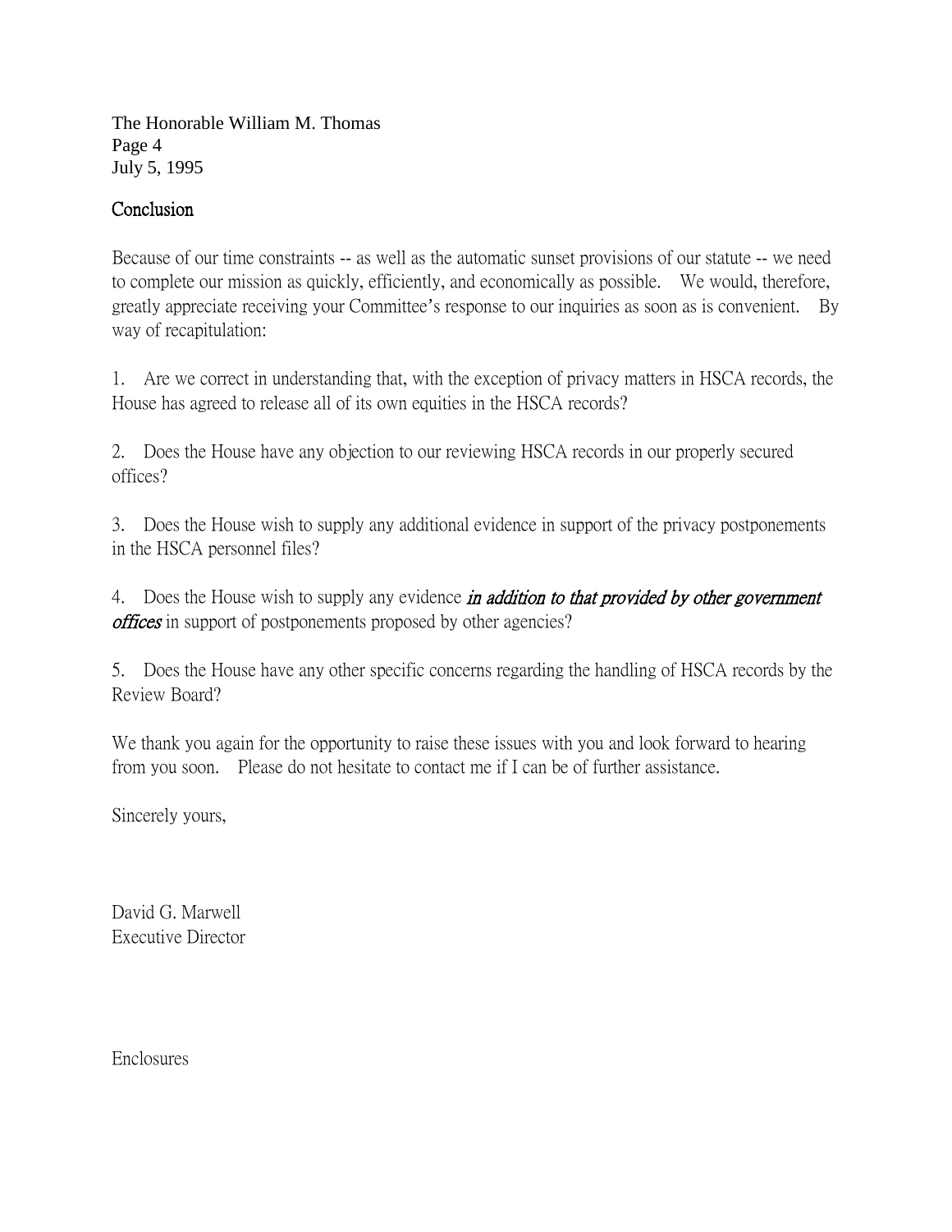The Honorable William M. Thomas
Page 4
July 5, 1995

## Conclusion

Because of our time constraints -- as well as the automatic sunset provisions of our statute -- we need to complete our mission as quickly, efficiently, and economically as possible. We would, therefore, greatly appreciate receiving your Committee's response to our inquiries as soon as is convenient. By way of recapitulation:

1. Are we correct in understanding that, with the exception of privacy matters in HSCA records, the House has agreed to release all of its own equities in the HSCA records?

2. Does the House have any objection to our reviewing HSCA records in our properly secured offices?

3. Does the House wish to supply any additional evidence in support of the privacy postponements in the HSCA personnel files?

4. Does the House wish to supply any evidence ***in addition to that provided by other government offices*** in support of postponements proposed by other agencies?

5. Does the House have any other specific concerns regarding the handling of HSCA records by the Review Board?

We thank you again for the opportunity to raise these issues with you and look forward to hearing from you soon. Please do not hesitate to contact me if I can be of further assistance.

Sincerely yours,

David G. Marwell
Executive Director

Enclosures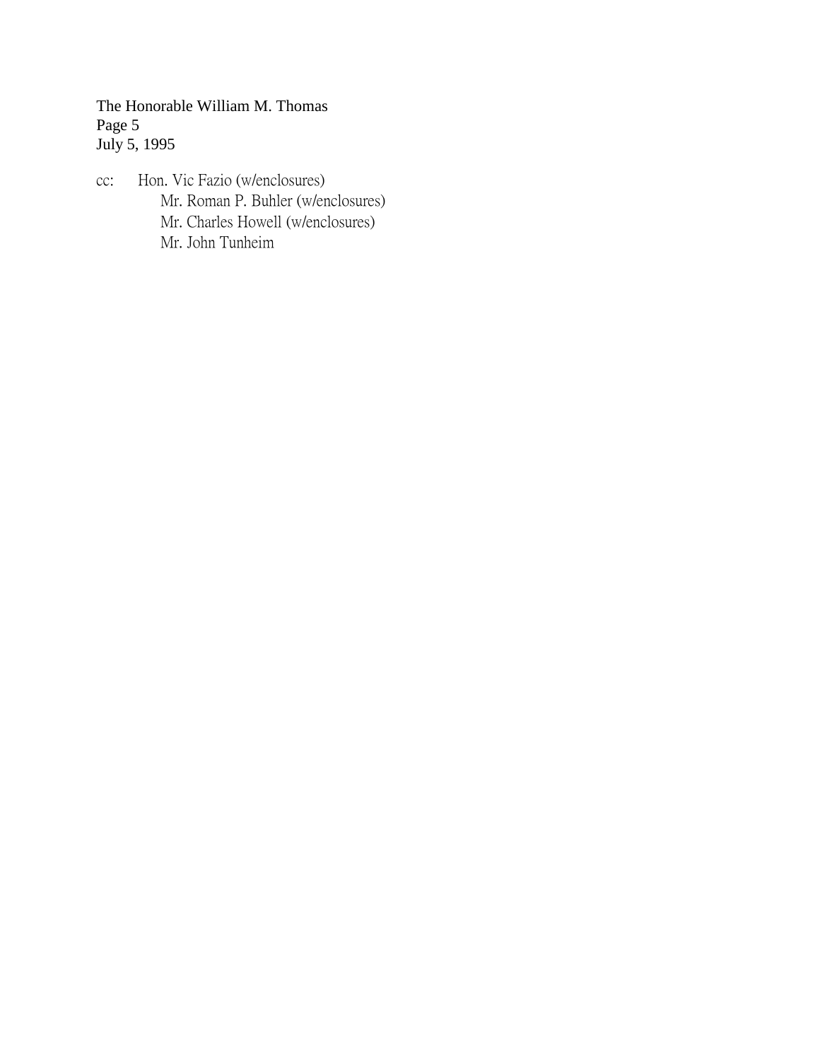The Honorable William M. Thomas
Page 5
July 5, 1995

cc: Hon. Vic Fazio (w/enclosures)
Mr. Roman P. Buhler (w/enclosures)
Mr. Charles Howell (w/enclosures)
Mr. John Tunheim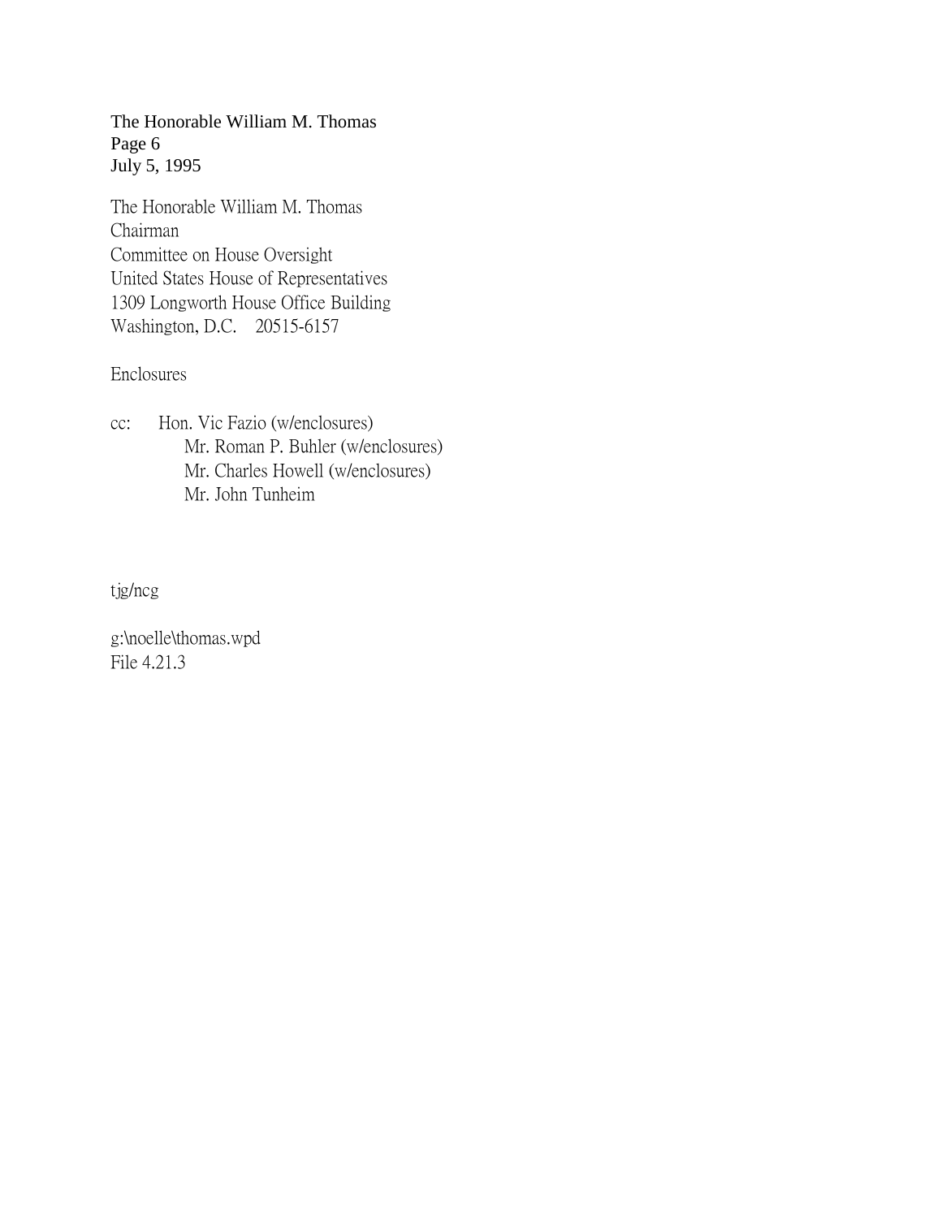The Honorable William M. Thomas
Chairman
Committee on House Oversight
United States House of Representatives
1309 Longworth House Office Building
Washington, D.C. 20515-6157

Enclosures

cc: Hon. Vic Fazio (w/enclosures)
Mr. Roman P. Buhler (w/enclosures)
Mr. Charles Howell (w/enclosures)
Mr. John Tunheim

tjg/ncg

g:\noelle\thomas.wpd
File 4.21.3